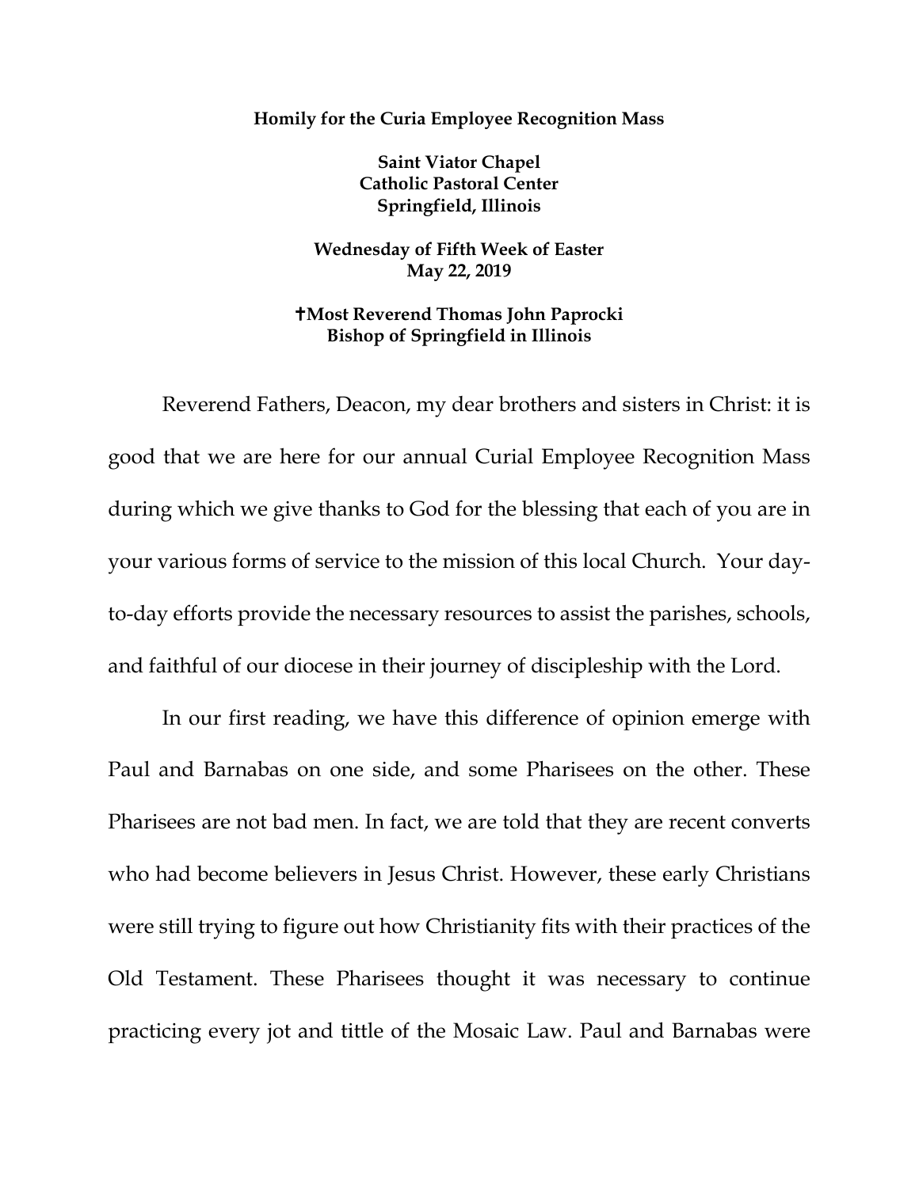**Homily for the Curia Employee Recognition Mass**

**Saint Viator Chapel**
**Catholic Pastoral Center**
**Springfield, Illinois**

**Wednesday of Fifth Week of Easter**
**May 22, 2019**

**✝Most Reverend Thomas John Paprocki**
**Bishop of Springfield in Illinois**

Reverend Fathers, Deacon, my dear brothers and sisters in Christ: it is good that we are here for our annual Curial Employee Recognition Mass during which we give thanks to God for the blessing that each of you are in your various forms of service to the mission of this local Church. Your day-to-day efforts provide the necessary resources to assist the parishes, schools, and faithful of our diocese in their journey of discipleship with the Lord.

In our first reading, we have this difference of opinion emerge with Paul and Barnabas on one side, and some Pharisees on the other. These Pharisees are not bad men. In fact, we are told that they are recent converts who had become believers in Jesus Christ. However, these early Christians were still trying to figure out how Christianity fits with their practices of the Old Testament. These Pharisees thought it was necessary to continue practicing every jot and tittle of the Mosaic Law. Paul and Barnabas were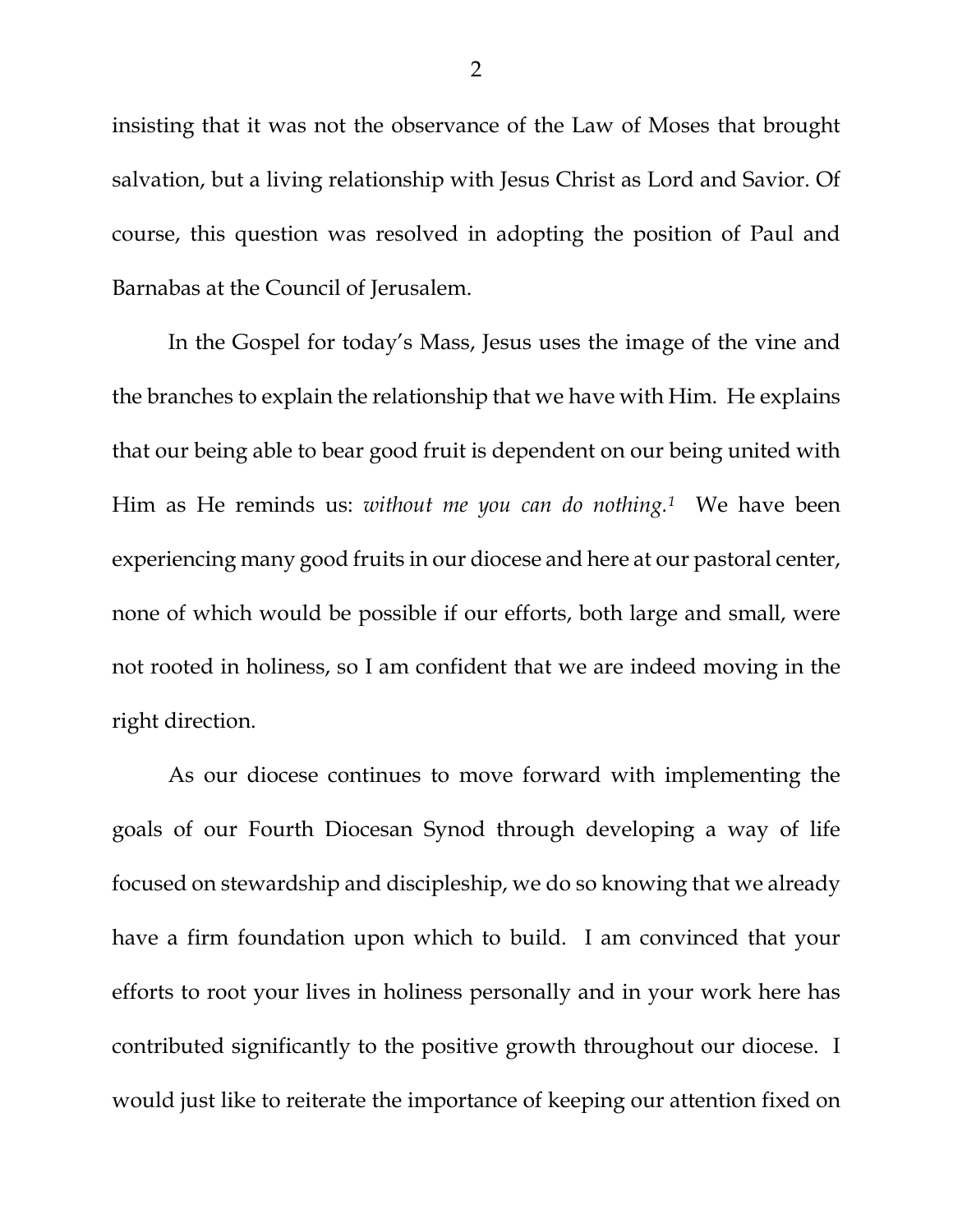insisting that it was not the observance of the Law of Moses that brought salvation, but a living relationship with Jesus Christ as Lord and Savior. Of course, this question was resolved in adopting the position of Paul and Barnabas at the Council of Jerusalem.

In the Gospel for today's Mass, Jesus uses the image of the vine and the branches to explain the relationship that we have with Him. He explains that our being able to bear good fruit is dependent on our being united with Him as He reminds us: *without me you can do nothing.*[1] We have been experiencing many good fruits in our diocese and here at our pastoral center, none of which would be possible if our efforts, both large and small, were not rooted in holiness, so I am confident that we are indeed moving in the right direction.

As our diocese continues to move forward with implementing the goals of our Fourth Diocesan Synod through developing a way of life focused on stewardship and discipleship, we do so knowing that we already have a firm foundation upon which to build. I am convinced that your efforts to root your lives in holiness personally and in your work here has contributed significantly to the positive growth throughout our diocese. I would just like to reiterate the importance of keeping our attention fixed on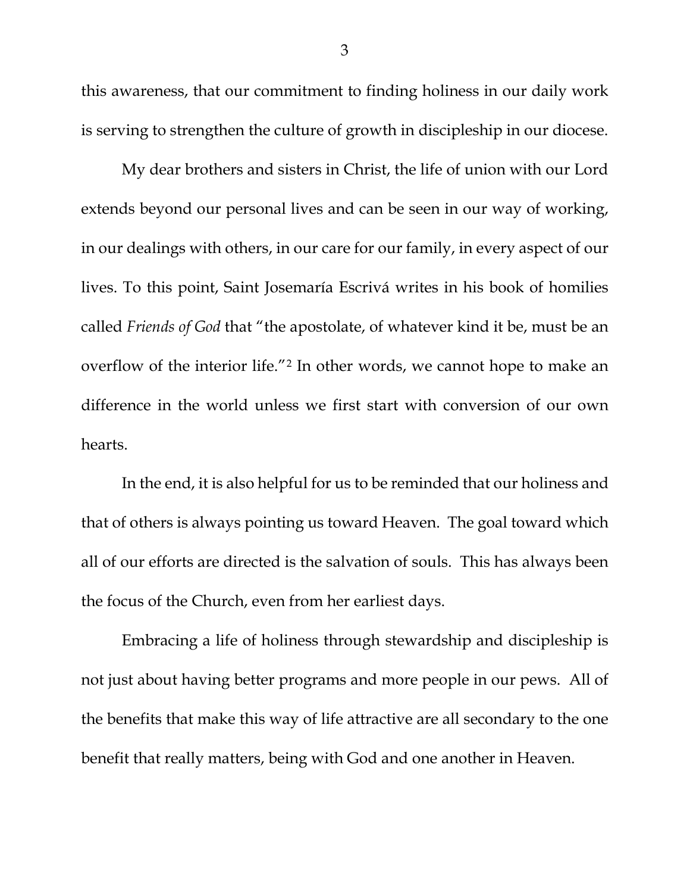this awareness, that our commitment to finding holiness in our daily work is serving to strengthen the culture of growth in discipleship in our diocese.

My dear brothers and sisters in Christ, the life of union with our Lord extends beyond our personal lives and can be seen in our way of working, in our dealings with others, in our care for our family, in every aspect of our lives. To this point, Saint Josemaría Escrivá writes in his book of homilies called *Friends of God* that "the apostolate, of whatever kind it be, must be an overflow of the interior life."[2] In other words, we cannot hope to make an difference in the world unless we first start with conversion of our own hearts.

In the end, it is also helpful for us to be reminded that our holiness and that of others is always pointing us toward Heaven. The goal toward which all of our efforts are directed is the salvation of souls. This has always been the focus of the Church, even from her earliest days.

Embracing a life of holiness through stewardship and discipleship is not just about having better programs and more people in our pews. All of the benefits that make this way of life attractive are all secondary to the one benefit that really matters, being with God and one another in Heaven.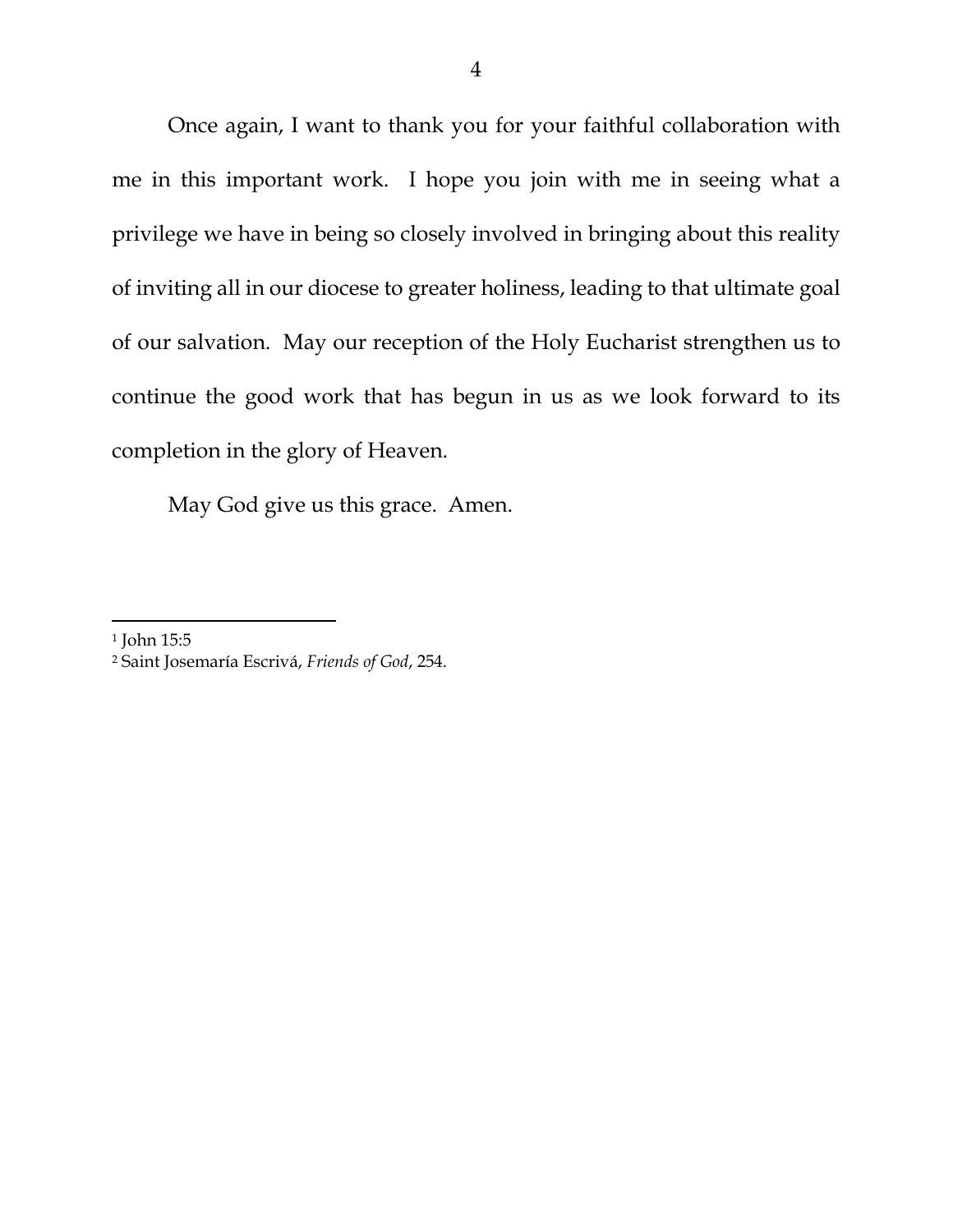Once again, I want to thank you for your faithful collaboration with me in this important work. I hope you join with me in seeing what a privilege we have in being so closely involved in bringing about this reality of inviting all in our diocese to greater holiness, leading to that ultimate goal of our salvation. May our reception of the Holy Eucharist strengthen us to continue the good work that has begun in us as we look forward to its completion in the glory of Heaven.

May God give us this grace. Amen.

---

[1] John 15:5

[2] Saint Josemaría Escrivá, *Friends of God*, 254.